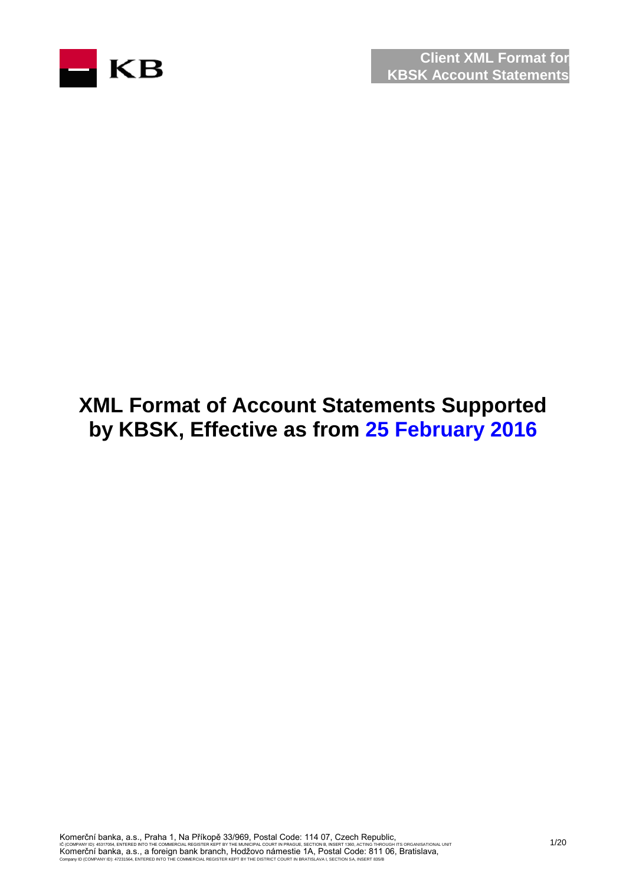# XML Format of Account Statements Supported by KBSK, Effective as from 25 February 2016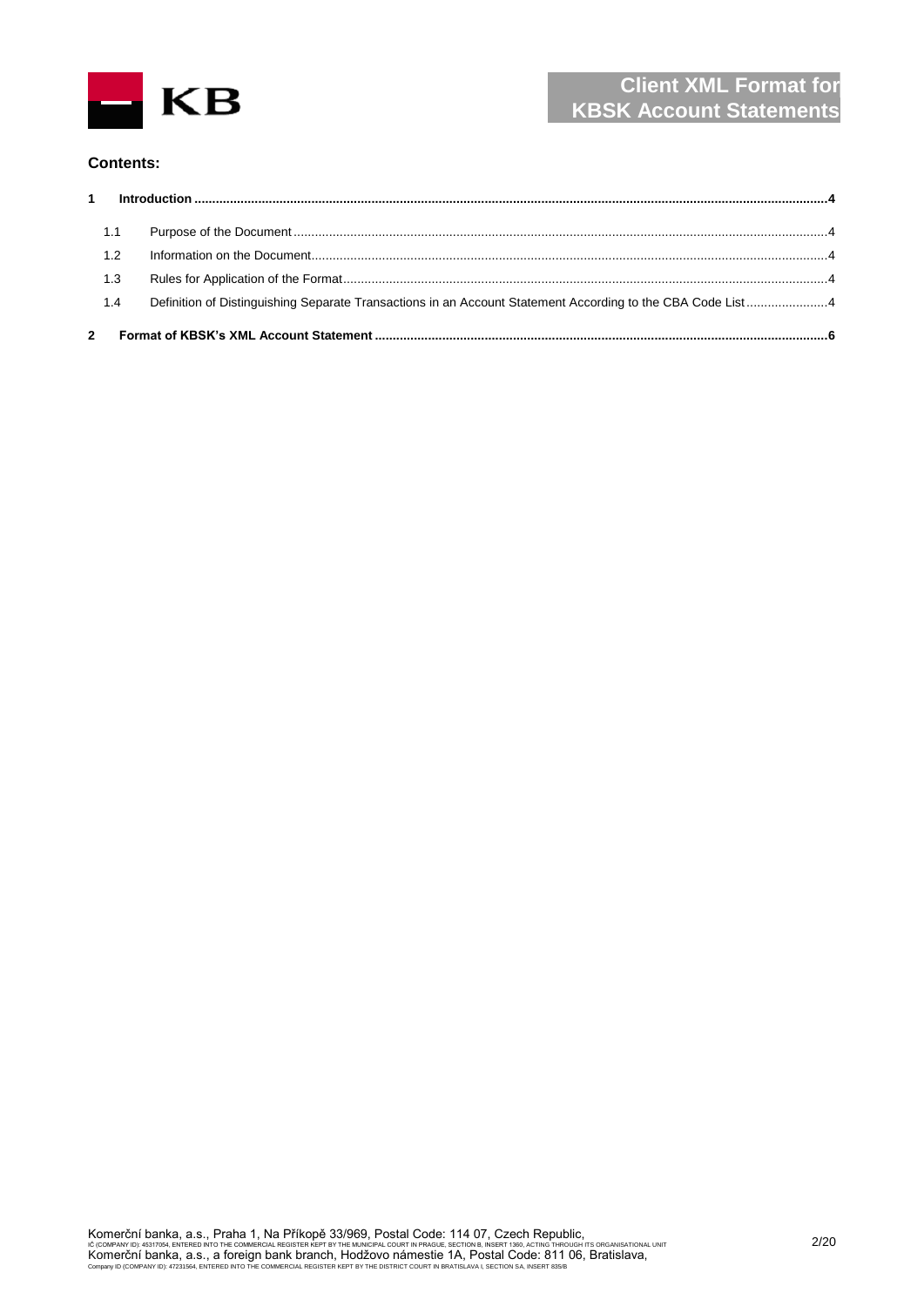**Contents:**

1 **Introduction** ...4

- 1.1 Purpose of the Document ...4
- 1.2 Information on the Document ...4
- 1.3 Rules for Application of the Format ...4
- 1.4 Definition of Distinguishing Separate Transactions in an Account Statement According to the CBA Code List ...4

2 **Format of KBSK's XML Account Statement** ...6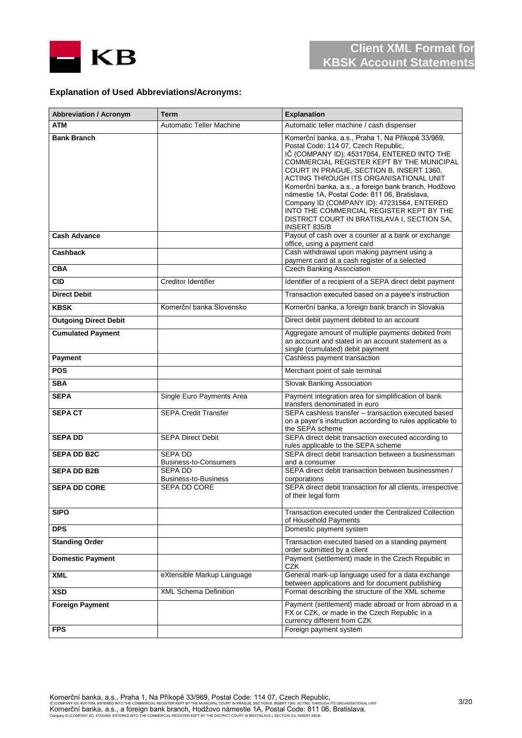### Explanation of Used Abbreviations/Acronyms:

| Abbreviation / Acronym | Term | Explanation |
|---|---|---|
| **ATM** | Automatic Teller Machine | Automatic teller machine / cash dispenser |
| **Bank Branch** | | Komerční banka, a.s., Praha 1, Na Příkopě 33/969, Postal Code: 114 07, Czech Republic, IČ (COMPANY ID): 45317054, ENTERED INTO THE COMMERCIAL REGISTER KEPT BY THE MUNICIPAL COURT IN PRAGUE, SECTION B, INSERT 1360, ACTING THROUGH ITS ORGANISATIONAL UNIT Komerční banka, a.s., a foreign bank branch, Hodžovo námestie 1A, Postal Code: 811 06, Bratislava, Company ID (COMPANY ID): 47231564, ENTERED INTO THE COMMERCIAL REGISTER KEPT BY THE DISTRICT COURT IN BRATISLAVA I, SECTION SA, INSERT 835/B |
| **Cash Advance** | | Payout of cash over a counter at a bank or exchange office, using a payment card |
| **Cashback** | | Cash withdrawal upon making payment using a payment card at a cash register of a selected |
| **CBA** | | Czech Banking Association |
| **CID** | Creditor Identifier | Identifier of a recipient of a SEPA direct debit payment |
| **Direct Debit** | | Transaction executed based on a payee's instruction |
| **KBSK** | Komerční banka Slovensko | Komerční banka, a foreign bank branch in Slovakia |
| **Outgoing Direct Debit** | | Direct debit payment debited to an account |
| **Cumulated Payment** | | Aggregate amount of multiple payments debited from an account and stated in an account statement as a single (cumulated) debit payment |
| **Payment** | | Cashless payment transaction |
| **POS** | | Merchant point of sale terminal |
| **SBA** | | Slovak Banking Association |
| **SEPA** | Single Euro Payments Area | Payment integration area for simplification of bank transfers denominated in euro |
| **SEPA CT** | SEPA Credit Transfer | SEPA cashless transfer – transaction executed based on a payer's instruction according to rules applicable to the SEPA scheme |
| **SEPA DD** | SEPA Direct Debit | SEPA direct debit transaction executed according to rules applicable to the SEPA scheme |
| **SEPA DD B2C** | SEPA DD Business-to-Consumers | SEPA direct debit transaction between a businessman and a consumer |
| **SEPA DD B2B** | SEPA DD Business-to-Business | SEPA direct debit transaction between businessmen / corporations |
| **SEPA DD CORE** | SEPA DD CORE | SEPA direct debit transaction for all clients, irrespective of their legal form |
| **SIPO** | | Transaction executed under the Centralized Collection of Household Payments |
| **DPS** | | Domestic payment system |
| **Standing Order** | | Transaction executed based on a standing payment order submitted by a client |
| **Domestic Payment** | | Payment (settlement) made in the Czech Republic in CZK |
| **XML** | eXtensible Markup Language | General mark-up language used for a data exchange between applications and for document publishing |
| **XSD** | XML Schema Definition | Format describing the structure of the XML scheme |
| **Foreign Payment** | | Payment (settlement) made abroad or from abroad in a FX or CZK, or made in the Czech Republic in a currency different from CZK |
| **FPS** | | Foreign payment system |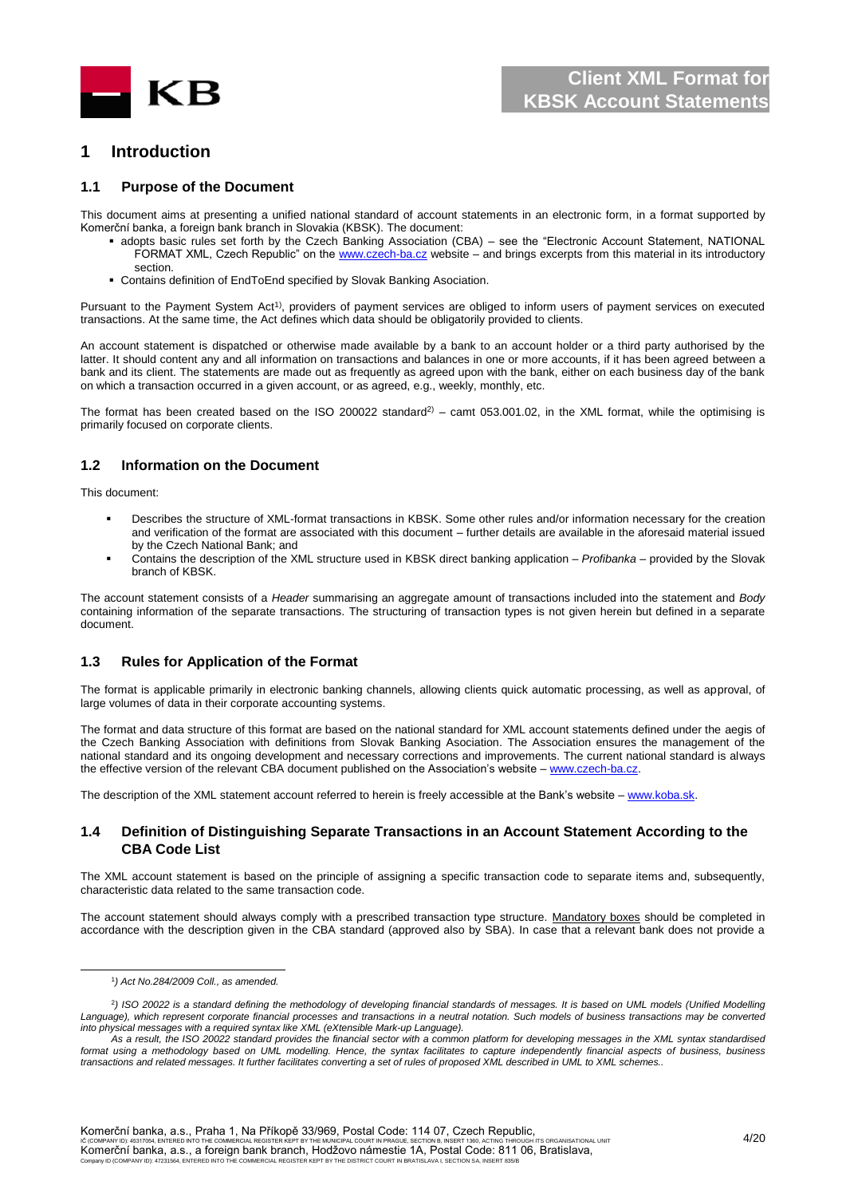# 1 Introduction

## 1.1 Purpose of the Document

This document aims at presenting a unified national standard of account statements in an electronic form, in a format supported by Komerční banka, a foreign bank branch in Slovakia (KBSK). The document:

- adopts basic rules set forth by the Czech Banking Association (CBA) – see the "Electronic Account Statement, NATIONAL FORMAT XML, Czech Republic" on the www.czech-ba.cz website – and brings excerpts from this material in its introductory section.
- Contains definition of EndToEnd specified by Slovak Banking Asociation.

Pursuant to the Payment System Act[1)], providers of payment services are obliged to inform users of payment services on executed transactions. At the same time, the Act defines which data should be obligatorily provided to clients.

An account statement is dispatched or otherwise made available by a bank to an account holder or a third party authorised by the latter. It should content any and all information on transactions and balances in one or more accounts, if it has been agreed between a bank and its client. The statements are made out as frequently as agreed upon with the bank, either on each business day of the bank on which a transaction occurred in a given account, or as agreed, e.g., weekly, monthly, etc.

The format has been created based on the ISO 200022 standard[2)] – camt 053.001.02, in the XML format, while the optimising is primarily focused on corporate clients.

## 1.2 Information on the Document

This document:

- Describes the structure of XML-format transactions in KBSK. Some other rules and/or information necessary for the creation and verification of the format are associated with this document – further details are available in the aforesaid material issued by the Czech National Bank; and
- Contains the description of the XML structure used in KBSK direct banking application – *Profibanka* – provided by the Slovak branch of KBSK.

The account statement consists of a *Header* summarising an aggregate amount of transactions included into the statement and *Body* containing information of the separate transactions. The structuring of transaction types is not given herein but defined in a separate document.

## 1.3 Rules for Application of the Format

The format is applicable primarily in electronic banking channels, allowing clients quick automatic processing, as well as approval, of large volumes of data in their corporate accounting systems.

The format and data structure of this format are based on the national standard for XML account statements defined under the aegis of the Czech Banking Association with definitions from Slovak Banking Association. The Association ensures the management of the national standard and its ongoing development and necessary corrections and improvements. The current national standard is always the effective version of the relevant CBA document published on the Association's website – www.czech-ba.cz.

The description of the XML statement account referred to herein is freely accessible at the Bank's website – www.koba.sk.

## 1.4 Definition of Distinguishing Separate Transactions in an Account Statement According to the CBA Code List

The XML account statement is based on the principle of assigning a specific transaction code to separate items and, subsequently, characteristic data related to the same transaction code.

The account statement should always comply with a prescribed transaction type structure. Mandatory boxes should be completed in accordance with the description given in the CBA standard (approved also by SBA). In case that a relevant bank does not provide a

---

[1)] *Act No.284/2009 Coll., as amended.*

[2)] *ISO 20022 is a standard defining the methodology of developing financial standards of messages. It is based on UML models (Unified Modelling Language), which represent corporate financial processes and transactions in a neutral notation. Such models of business transactions may be converted into physical messages with a required syntax like XML (eXtensible Mark-up Language).*
*As a result, the ISO 20022 standard provides the financial sector with a common platform for developing messages in the XML syntax standardised format using a methodology based on UML modelling. Hence, the syntax facilitates to capture independently financial aspects of business, business transactions and related messages. It further facilitates converting a set of rules of proposed XML described in UML to XML schemes..*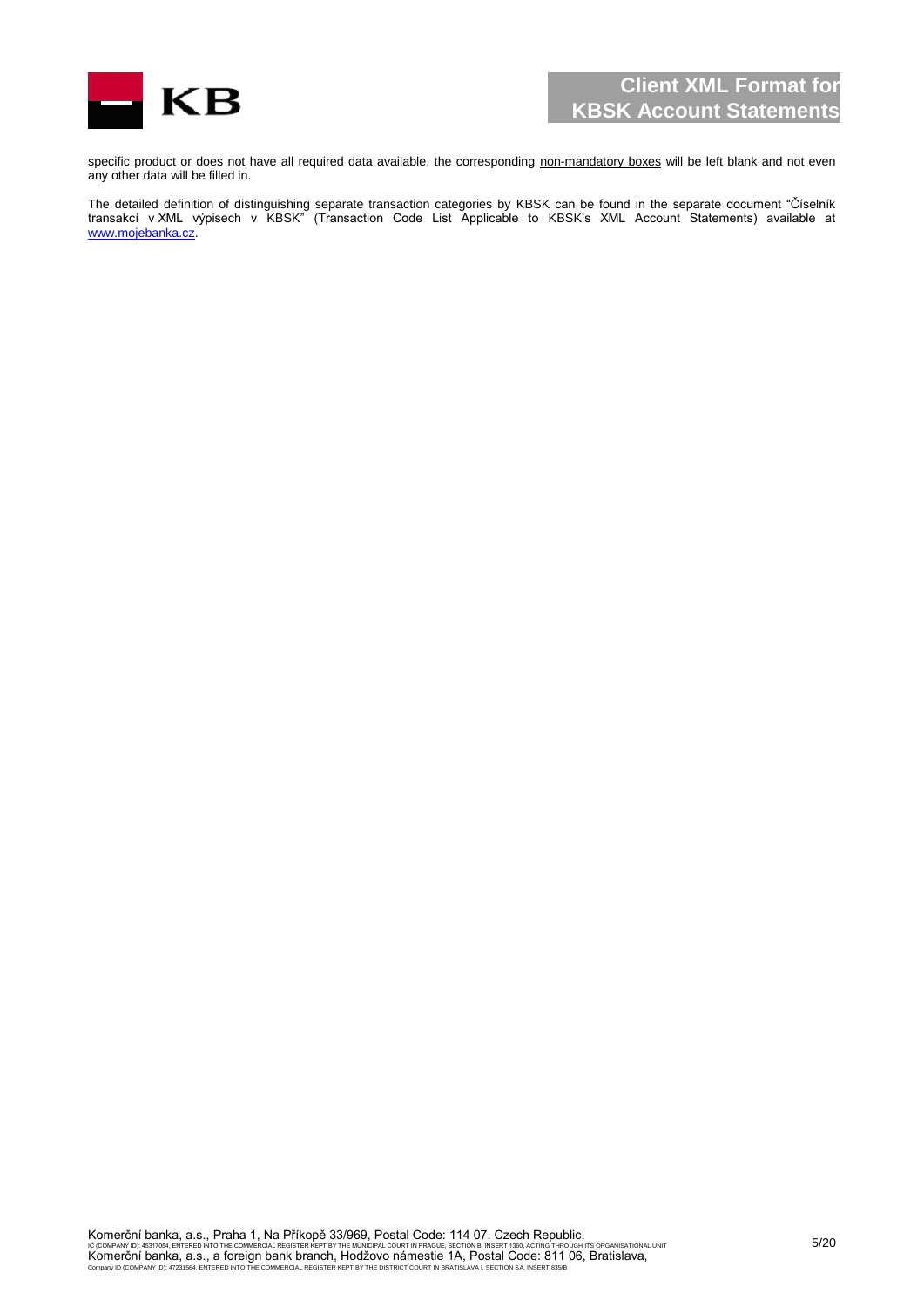specific product or does not have all required data available, the corresponding non-mandatory boxes will be left blank and not even any other data will be filled in.

The detailed definition of distinguishing separate transaction categories by KBSK can be found in the separate document "Číselník transakcí v XML výpisech v KBSK" (Transaction Code List Applicable to KBSK's XML Account Statements) available at [www.mojebanka.cz](http://www.mojebanka.cz).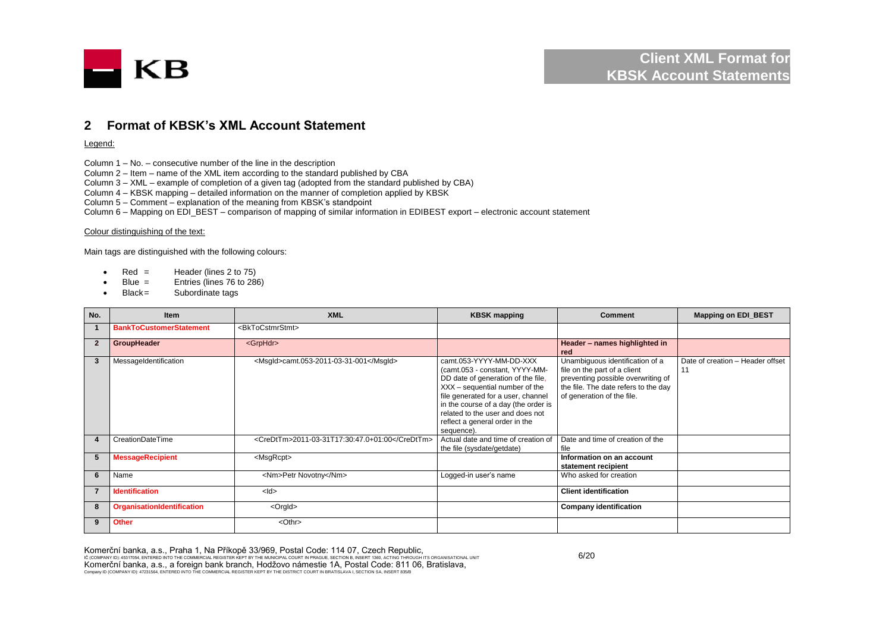## 2 Format of KBSK's XML Account Statement

Legend:

Column 1 – No. – consecutive number of the line in the description
Column 2 – Item – name of the XML item according to the standard published by CBA
Column 3 – XML – example of completion of a given tag (adopted from the standard published by CBA)
Column 4 – KBSK mapping – detailed information on the manner of completion applied by KBSK
Column 5 – Comment – explanation of the meaning from KBSK's standpoint
Column 6 – Mapping on EDI_BEST – comparison of mapping of similar information in EDIBEST export – electronic account statement

Colour distinguishing of the text:

Main tags are distinguished with the following colours:

- Red = Header (lines 2 to 75)
- Blue = Entries (lines 76 to 286)
- Black = Subordinate tags

| No. | Item | XML | KBSK mapping | Comment | Mapping on EDI_BEST |
|---|---|---|---|---|---|
| 1 | **BankToCustomerStatement** | <BkToCstmrStmt> | | | |
| 2 | **GroupHeader** | <GrpHdr> | | **Header – names highlighted in red** | |
| 3 | MessageIdentification | <MsgId>camt.053-2011-03-31-001</MsgId> | camt.053-YYYY-MM-DD-XXX (camt.053 - constant, YYYY-MM-DD date of generation of the file, XXX – sequential number of the file generated for a user, channel in the course of a day (the order is related to the user and does not reflect a general order in the sequence). | Unambiguous identification of a file on the part of a client preventing possible overwriting of the file. The date refers to the day of generation of the file. | Date of creation – Header offset 11 |
| 4 | CreationDateTime | <CreDtTm>2011-03-31T17:30:47.0+01:00</CreDtTm> | Actual date and time of creation of the file (sysdate/getdate) | Date and time of creation of the file | |
| 5 | **MessageRecipient** | <MsgRcpt> | | **Information on an account statement recipient** | |
| 6 | Name | <Nm>Petr Novotny</Nm> | Logged-in user's name | Who asked for creation | |
| 7 | **Identification** | <Id> | | **Client identification** | |
| 8 | **OrganisationIdentification** | <OrgId> | | **Company identification** | |
| 9 | **Other** | <Othr> | | | |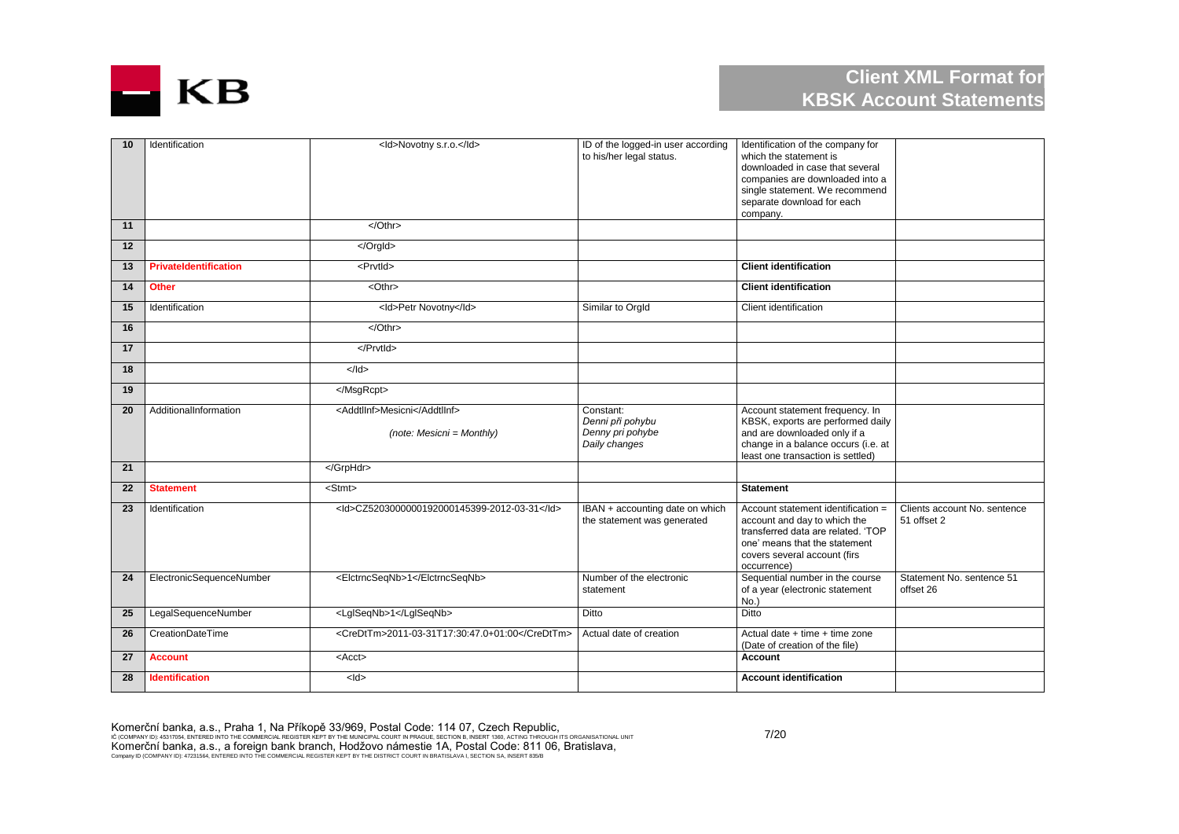| 10 | Identification | `<Id>Novotny s.r.o.</Id>` | ID of the logged-in user according to his/her legal status. | Identification of the company for which the statement is downloaded in case that several companies are downloaded into a single statement. We recommend separate download for each company. | |
|---|---|---|---|---|---|
| 11 | | `</Othr>` | | | |
| 12 | | `</OrgId>` | | | |
| 13 | **PrivateIdentification** | `<PrvtId>` | | **Client identification** | |
| 14 | **Other** | `<Othr>` | | **Client identification** | |
| 15 | Identification | `<Id>Petr Novotny</Id>` | Similar to OrgId | Client identification | |
| 16 | | `</Othr>` | | | |
| 17 | | `</PrvtId>` | | | |
| 18 | | `</Id>` | | | |
| 19 | | `</MsgRcpt>` | | | |
| 20 | AdditionalInformation | `<AddtlInf>Mesicni</AddtlInf>` *(note: Mesicni = Monthly)* | Constant: *Denni při pohybu* *Denny pri pohybe* *Daily changes* | Account statement frequency. In KBSK, exports are performed daily and are downloaded only if a change in a balance occurs (i.e. at least one transaction is settled) | |
| 21 | | `</GrpHdr>` | | | |
| 22 | **Statement** | `<Stmt>` | | **Statement** | |
| 23 | Identification | `<Id>CZ5203000000192000145399-2012-03-31</Id>` | IBAN + accounting date on which the statement was generated | Account statement identification = account and day to which the transferred data are related. 'TOP one' means that the statement covers several account (firs occurrence) | Clients account No. sentence 51 offset 2 |
| 24 | ElectronicSequenceNumber | `<ElctrncSeqNb>1</ElctrncSeqNb>` | Number of the electronic statement | Sequential number in the course of a year (electronic statement No.) | Statement No. sentence 51 offset 26 |
| 25 | LegalSequenceNumber | `<LglSeqNb>1</LglSeqNb>` | Ditto | Ditto | |
| 26 | CreationDateTime | `<CreDtTm>2011-03-31T17:30:47.0+01:00</CreDtTm>` | Actual date of creation | Actual date + time + time zone (Date of creation of the file) | |
| 27 | **Account** | `<Acct>` | | **Account** | |
| 28 | **Identification** | `<Id>` | | **Account identification** | |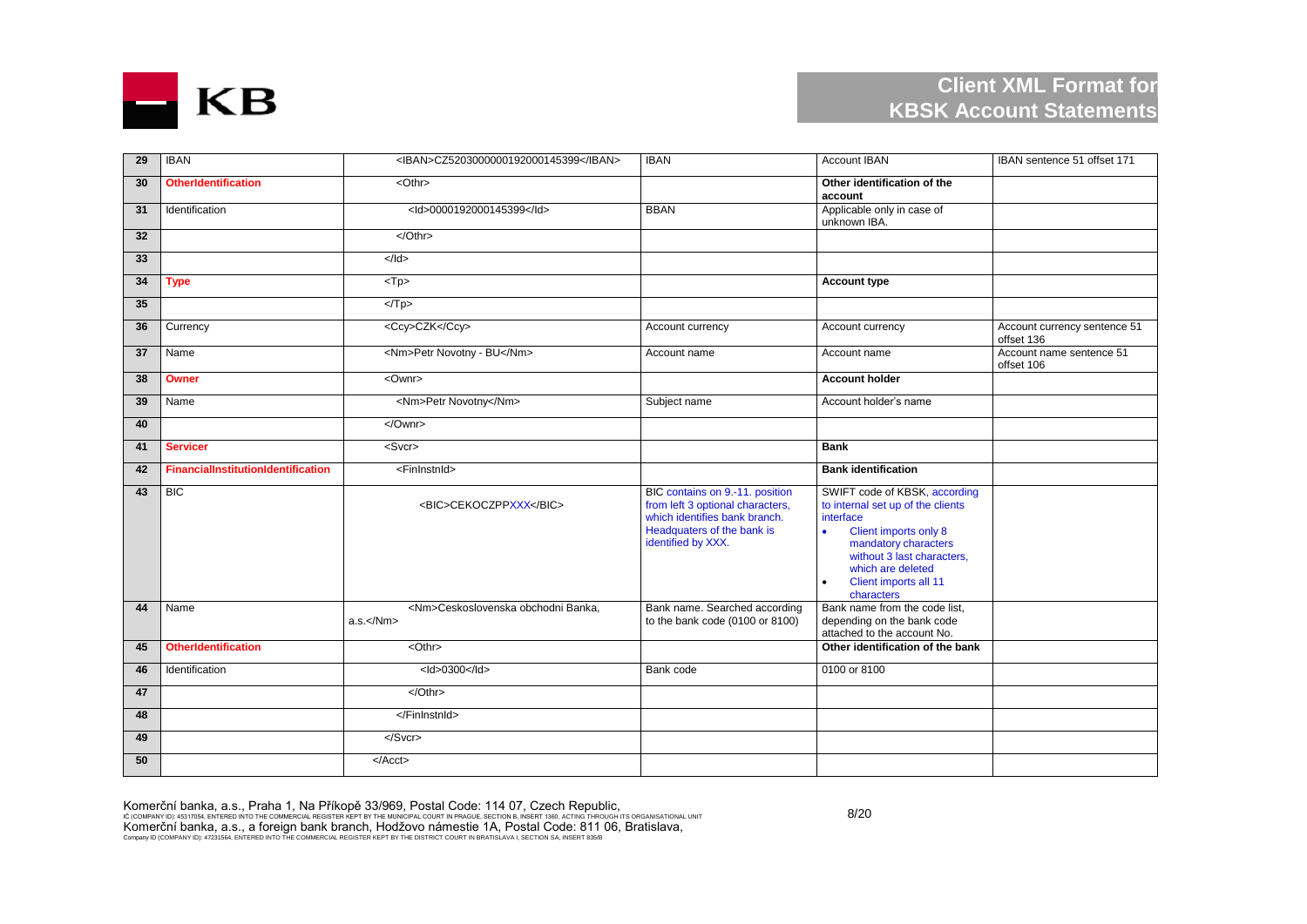| 29 | IBAN | <IBAN>CZ5203000000192000145399</IBAN> | IBAN | Account IBAN | IBAN sentence 51 offset 171 |
|---|---|---|---|---|---|
| 30 | **OtherIdentification** | <Othr> | | **Other identification of the account** | |
| 31 | Identification | <Id>0000192000145399</Id> | BBAN | Applicable only in case of unknown IBA. | |
| 32 | | </Othr> | | | |
| 33 | | </Id> | | | |
| 34 | **Type** | <Tp> | | **Account type** | |
| 35 | | </Tp> | | | |
| 36 | Currency | <Ccy>CZK</Ccy> | Account currency | Account currency | Account currency sentence 51 offset 136 |
| 37 | Name | <Nm>Petr Novotny - BU</Nm> | Account name | Account name | Account name sentence 51 offset 106 |
| 38 | **Owner** | <Ownr> | | **Account holder** | |
| 39 | Name | <Nm>Petr Novotny</Nm> | Subject name | Account holder's name | |
| 40 | | </Ownr> | | | |
| 41 | **Servicer** | <Svcr> | | **Bank** | |
| 42 | **FinancialInstitutionIdentification** | <FinInstnId> | | **Bank identification** | |
| 43 | BIC | <BIC>CEKOCZPPXXX</BIC> | BIC contains on 9.-11. position from left 3 optional characters, which identifies bank branch. Headquaters of the bank is identified by XXX. | SWIFT code of KBSK, according to internal set up of the clients interface<br>• Client imports only 8 mandatory characters without 3 last characters, which are deleted<br>• Client imports all 11 characters | |
| 44 | Name | <Nm>Ceskoslovenska obchodni Banka, a.s.</Nm> | Bank name. Searched according to the bank code (0100 or 8100) | Bank name from the code list, depending on the bank code attached to the account No. | |
| 45 | **OtherIdentification** | <Othr> | | **Other identification of the bank** | |
| 46 | Identification | <Id>0300</Id> | Bank code | 0100 or 8100 | |
| 47 | | </Othr> | | | |
| 48 | | </FinInstnId> | | | |
| 49 | | </Svcr> | | | |
| 50 | | </Acct> | | | |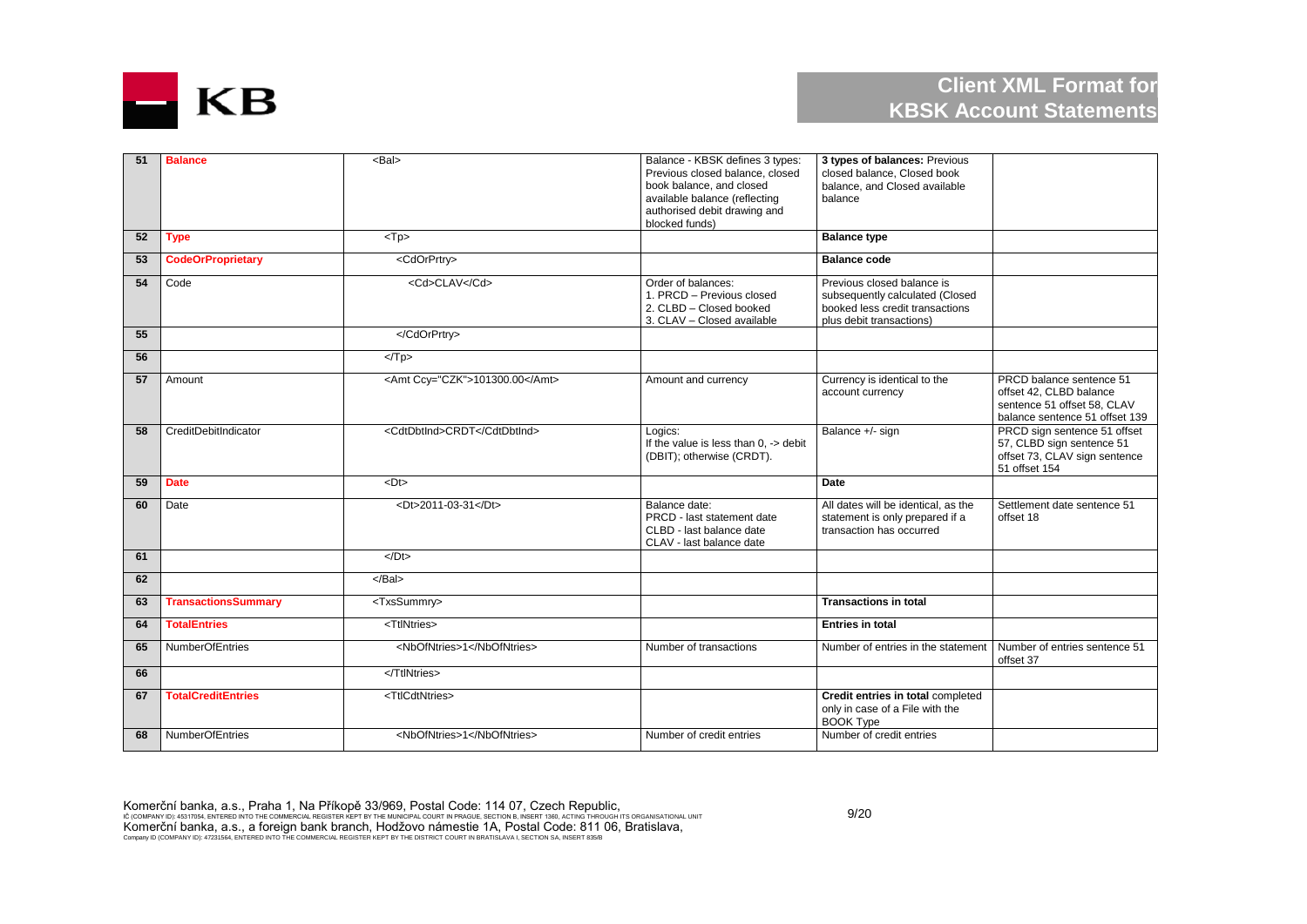| | | | | | |
|---|---|---|---|---|---|
| 51 | **Balance** | `<Bal>` | Balance - KBSK defines 3 types: Previous closed balance, closed book balance, and closed available balance (reflecting authorised debit drawing and blocked funds) | **3 types of balances:** Previous closed balance, Closed book balance, and Closed available balance | |
| 52 | **Type** | `<Tp>` | | **Balance type** | |
| 53 | **CodeOrProprietary** | `<CdOrPrtry>` | | **Balance code** | |
| 54 | Code | `<Cd>CLAV</Cd>` | Order of balances:<br>1. PRCD – Previous closed<br>2. CLBD – Closed booked<br>3. CLAV – Closed available | Previous closed balance is subsequently calculated (Closed booked less credit transactions plus debit transactions) | |
| 55 | | `</CdOrPrtry>` | | | |
| 56 | | `</Tp>` | | | |
| 57 | Amount | `<Amt Ccy="CZK">101300.00</Amt>` | Amount and currency | Currency is identical to the account currency | PRCD balance sentence 51 offset 42, CLBD balance sentence 51 offset 58, CLAV balance sentence 51 offset 139 |
| 58 | CreditDebitIndicator | `<CdtDbtInd>CRDT</CdtDbtInd>` | Logics:<br>If the value is less than 0, -> debit (DBIT); otherwise (CRDT). | Balance +/- sign | PRCD sign sentence 51 offset 57, CLBD sign sentence 51 offset 73, CLAV sign sentence 51 offset 154 |
| 59 | **Date** | `<Dt>` | | **Date** | |
| 60 | Date | `<Dt>2011-03-31</Dt>` | Balance date:<br>PRCD - last statement date<br>CLBD - last balance date<br>CLAV - last balance date | All dates will be identical, as the statement is only prepared if a transaction has occurred | Settlement date sentence 51 offset 18 |
| 61 | | `</Dt>` | | | |
| 62 | | `</Bal>` | | | |
| 63 | **TransactionsSummary** | `<TxsSummry>` | | **Transactions in total** | |
| 64 | **TotalEntries** | `<TtlNtries>` | | **Entries in total** | |
| 65 | NumberOfEntries | `<NbOfNtries>1</NbOfNtries>` | Number of transactions | Number of entries in the statement | Number of entries sentence 51 offset 37 |
| 66 | | `</TtlNtries>` | | | |
| 67 | **TotalCreditEntries** | `<TtlCdtNtries>` | | **Credit entries in total** completed only in case of a File with the BOOK Type | |
| 68 | NumberOfEntries | `<NbOfNtries>1</NbOfNtries>` | Number of credit entries | Number of credit entries | |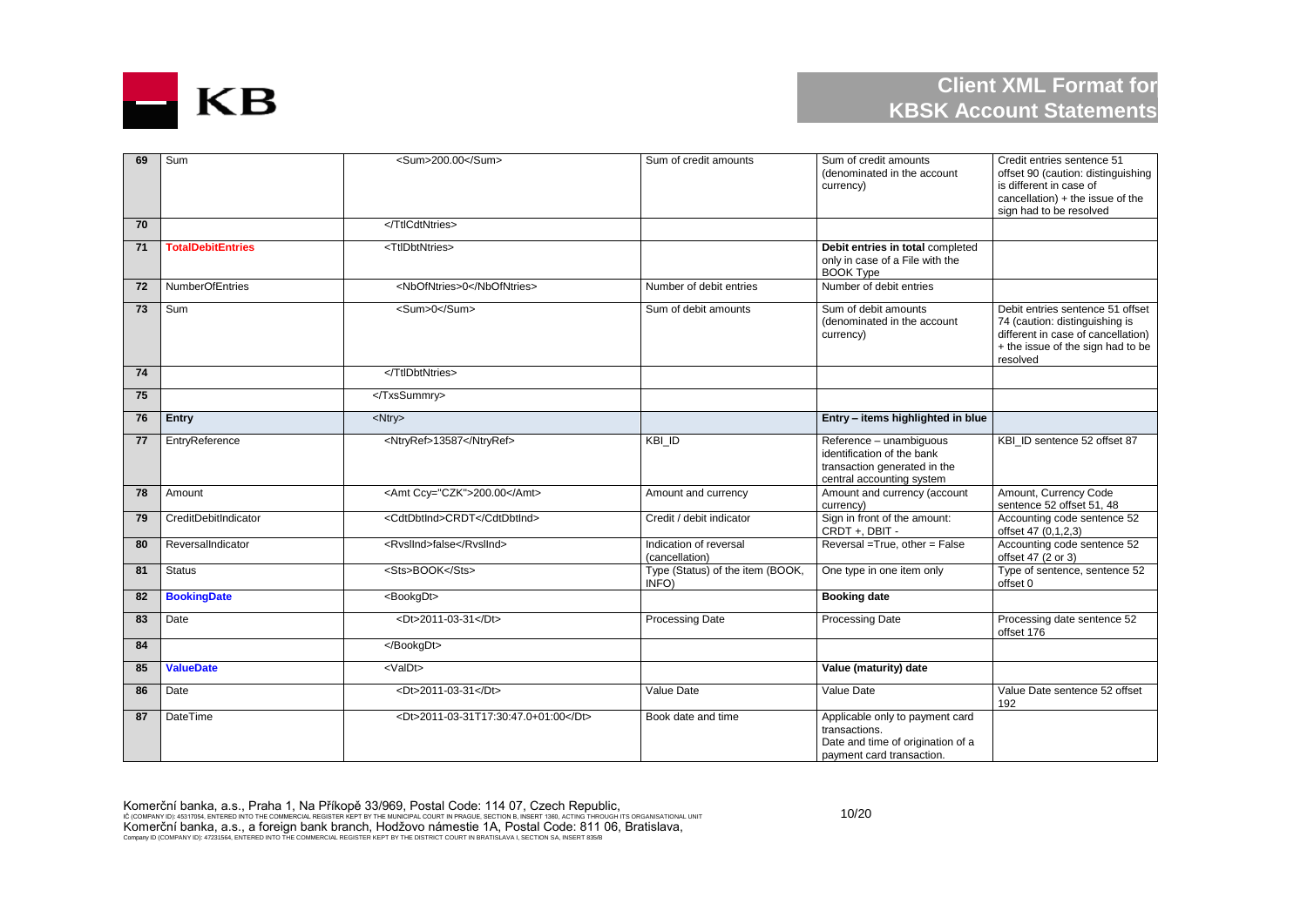| 69 | Sum | <Sum>200.00</Sum> | Sum of credit amounts | Sum of credit amounts (denominated in the account currency) | Credit entries sentence 51 offset 90 (caution: distinguishing is different in case of cancellation) + the issue of the sign had to be resolved |
|---|---|---|---|---|---|
| 70 | | </TtlCdtNtries> | | | |
| 71 | **TotalDebitEntries** | <TtlDbtNtries> | | **Debit entries in total** completed only in case of a File with the BOOK Type | |
| 72 | NumberOfEntries | <NbOfNtries>0</NbOfNtries> | Number of debit entries | Number of debit entries | |
| 73 | Sum | <Sum>0</Sum> | Sum of debit amounts | Sum of debit amounts (denominated in the account currency) | Debit entries sentence 51 offset 74 (caution: distinguishing is different in case of cancellation) + the issue of the sign had to be resolved |
| 74 | | </TtlDbtNtries> | | | |
| 75 | | </TxsSummry> | | | |
| 76 | **Entry** | <Ntry> | | **Entry – items highlighted in blue** | |
| 77 | EntryReference | <NtryRef>13587</NtryRef> | KBI_ID | Reference – unambiguous identification of the bank transaction generated in the central accounting system | KBI_ID sentence 52 offset 87 |
| 78 | Amount | <Amt Ccy="CZK">200.00</Amt> | Amount and currency | Amount and currency (account currency) | Amount, Currency Code sentence 52 offset 51, 48 |
| 79 | CreditDebitIndicator | <CdtDbtInd>CRDT</CdtDbtInd> | Credit / debit indicator | Sign in front of the amount: CRDT +, DBIT - | Accounting code sentence 52 offset 47 (0,1,2,3) |
| 80 | ReversalIndicator | <RvslInd>false</RvslInd> | Indication of reversal (cancellation) | Reversal =True, other = False | Accounting code sentence 52 offset 47 (2 or 3) |
| 81 | Status | <Sts>BOOK</Sts> | Type (Status) of the item (BOOK, INFO) | One type in one item only | Type of sentence, sentence 52 offset 0 |
| 82 | **BookingDate** | <BookgDt> | | **Booking date** | |
| 83 | Date | <Dt>2011-03-31</Dt> | Processing Date | Processing Date | Processing date sentence 52 offset 176 |
| 84 | | </BookgDt> | | | |
| 85 | **ValueDate** | <ValDt> | | **Value (maturity) date** | |
| 86 | Date | <Dt>2011-03-31</Dt> | Value Date | Value Date | Value Date sentence 52 offset 192 |
| 87 | DateTime | <Dt>2011-03-31T17:30:47.0+01:00</Dt> | Book date and time | Applicable only to payment card transactions. Date and time of origination of a payment card transaction. | |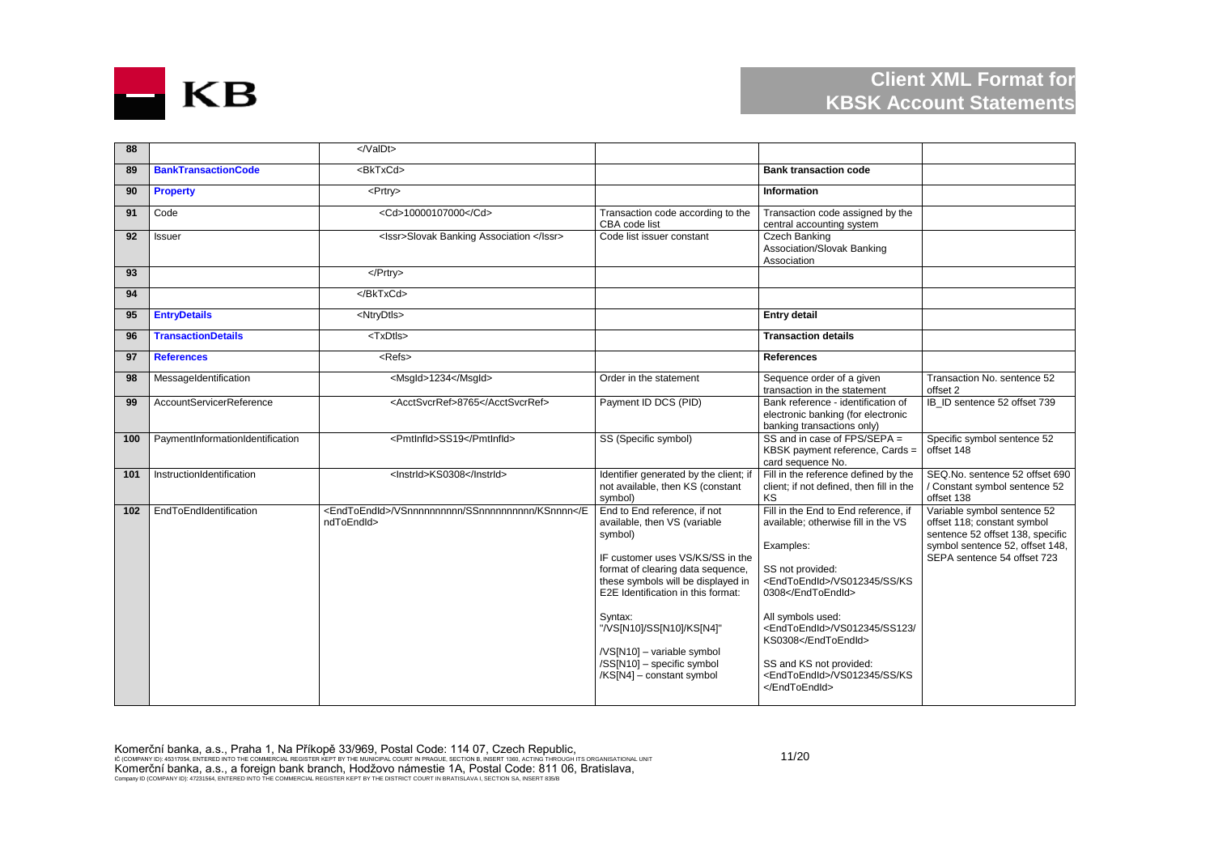| 88 | | </ValDt> | | | |
|---|---|---|---|---|---|
| 89 | **BankTransactionCode** | <BkTxCd> | | **Bank transaction code** | |
| 90 | **Property** | <Prtry> | | **Information** | |
| 91 | Code | <Cd>10000107000</Cd> | Transaction code according to the CBA code list | Transaction code assigned by the central accounting system | |
| 92 | Issuer | <Issr>Slovak Banking Association </Issr> | Code list issuer constant | Czech Banking Association/Slovak Banking Association | |
| 93 | | </Prtry> | | | |
| 94 | | </BkTxCd> | | | |
| 95 | **EntryDetails** | <NtryDtls> | | **Entry detail** | |
| 96 | **TransactionDetails** | <TxDtls> | | **Transaction details** | |
| 97 | **References** | <Refs> | | **References** | |
| 98 | MessageIdentification | <MsgId>1234</MsgId> | Order in the statement | Sequence order of a given transaction in the statement | Transaction No. sentence 52 offset 2 |
| 99 | AccountServicerReference | <AcctSvcrRef>8765</AcctSvcrRef> | Payment ID DCS (PID) | Bank reference - identification of electronic banking (for electronic banking transactions only) | IB_ID sentence 52 offset 739 |
| 100 | PaymentInformationIdentification | <PmtInfId>SS19</PmtInfId> | SS (Specific symbol) | SS and in case of FPS/SEPA = KBSK payment reference, Cards = card sequence No. | Specific symbol sentence 52 offset 148 |
| 101 | InstructionIdentification | <InstrId>KS0308</InstrId> | Identifier generated by the client; if not available, then KS (constant symbol) | Fill in the reference defined by the client; if not defined, then fill in the KS | SEQ.No. sentence 52 offset 690 / Constant symbol sentence 52 offset 138 |
| 102 | EndToEndIdentification | <EndToEndId>/VSnnnnnnnnnn/SSnnnnnnnnnn/KSnnnn</EndToEndId> | End to End reference, if not available, then VS (variable symbol)<br><br>IF customer uses VS/KS/SS in the format of clearing data sequence, these symbols will be displayed in E2E Identification in this format:<br><br>Syntax:<br>"/VS[N10]/SS[N10]/KS[N4]"<br><br>/VS[N10] – variable symbol<br>/SS[N10] – specific symbol<br>/KS[N4] – constant symbol | Fill in the End to End reference, if available; otherwise fill in the VS<br><br>Examples:<br><br>SS not provided:<br><EndToEndId>/VS012345/SS/KS0308</EndToEndId><br><br>All symbols used:<br><EndToEndId>/VS012345/SS123/KS0308</EndToEndId><br><br>SS and KS not provided:<br><EndToEndId>/VS012345/SS/KS</EndToEndId> | Variable symbol sentence 52 offset 118; constant symbol sentence 52 offset 138, specific symbol sentence 52, offset 148, SEPA sentence 54 offset 723 |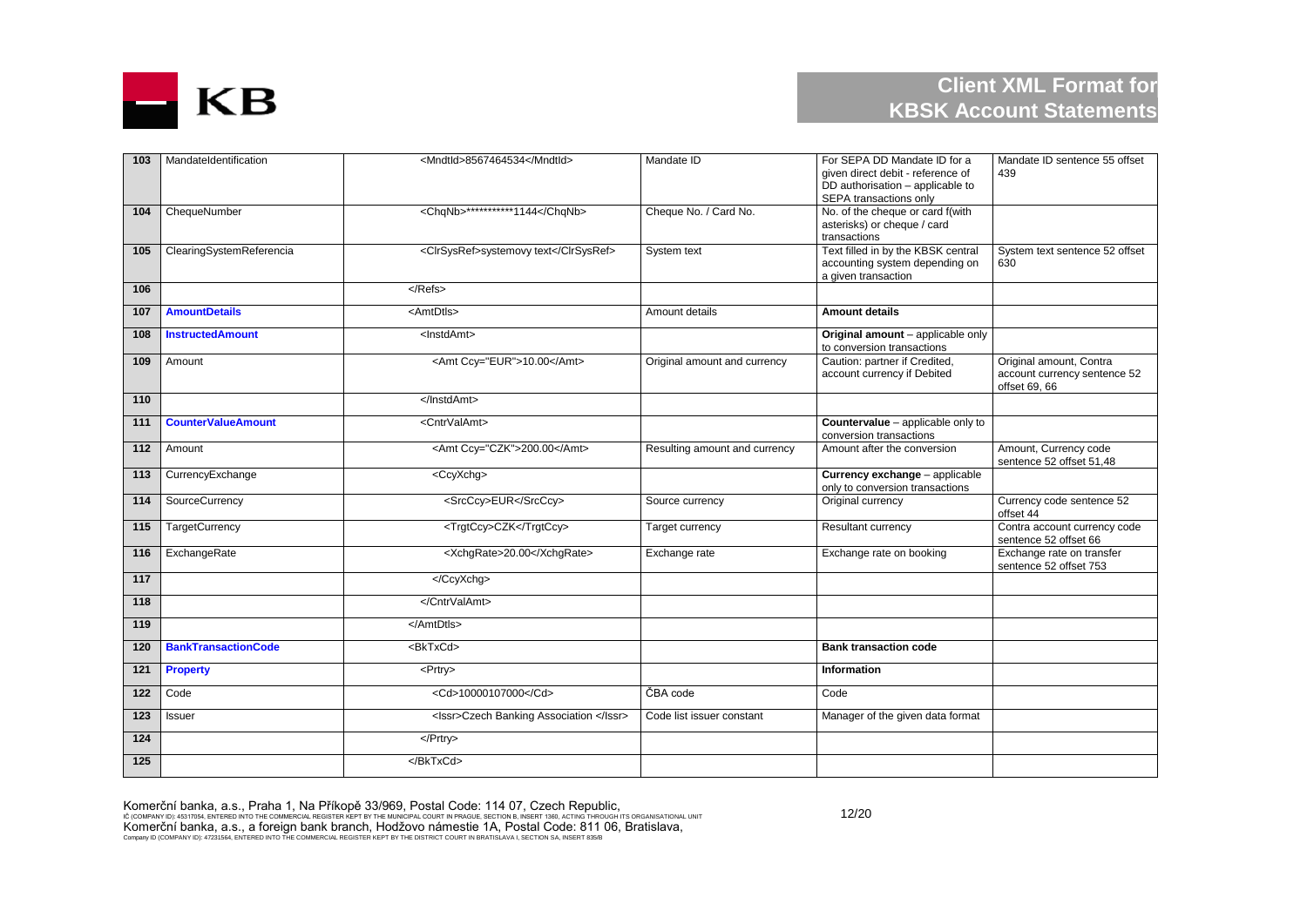| | | | | | |
|---|---|---|---|---|---|
| **103** | MandateIdentification | <MndtId>8567464534</MndtId> | Mandate ID | For SEPA DD Mandate ID for a given direct debit - reference of DD authorisation – applicable to SEPA transactions only | Mandate ID sentence 55 offset 439 |
| **104** | ChequeNumber | <ChqNb>***********1144</ChqNb> | Cheque No. / Card No. | No. of the cheque or card f(with asterisks) or cheque / card transactions | |
| **105** | ClearingSystemReferencia | <ClrSysRef>systemovy text</ClrSysRef> | System text | Text filled in by the KBSK central accounting system depending on a given transaction | System text sentence 52 offset 630 |
| **106** | | </Refs> | | | |
| **107** | **AmountDetails** | <AmtDtls> | Amount details | **Amount details** | |
| **108** | **InstructedAmount** | <InstdAmt> | | **Original amount** – applicable only to conversion transactions | |
| **109** | Amount | <Amt Ccy="EUR">10.00</Amt> | Original amount and currency | Caution: partner if Credited, account currency if Debited | Original amount, Contra account currency sentence 52 offset 69, 66 |
| **110** | | </InstdAmt> | | | |
| **111** | **CounterValueAmount** | <CntrValAmt> | | **Countervalue** – applicable only to conversion transactions | |
| **112** | Amount | <Amt Ccy="CZK">200.00</Amt> | Resulting amount and currency | Amount after the conversion | Amount, Currency code sentence 52 offset 51,48 |
| **113** | CurrencyExchange | <CcyXchg> | | **Currency exchange** – applicable only to conversion transactions | |
| **114** | SourceCurrency | <SrcCcy>EUR</SrcCcy> | Source currency | Original currency | Currency code sentence 52 offset 44 |
| **115** | TargetCurrency | <TrgtCcy>CZK</TrgtCcy> | Target currency | Resultant currency | Contra account currency code sentence 52 offset 66 |
| **116** | ExchangeRate | <XchgRate>20.00</XchgRate> | Exchange rate | Exchange rate on booking | Exchange rate on transfer sentence 52 offset 753 |
| **117** | | </CcyXchg> | | | |
| **118** | | </CntrValAmt> | | | |
| **119** | | </AmtDtls> | | | |
| **120** | **BankTransactionCode** | <BkTxCd> | | **Bank transaction code** | |
| **121** | **Property** | <Prtry> | | **Information** | |
| **122** | Code | <Cd>10000107000</Cd> | ČBA code | Code | |
| **123** | Issuer | <Issr>Czech Banking Association </Issr> | Code list issuer constant | Manager of the given data format | |
| **124** | | </Prtry> | | | |
| **125** | | </BkTxCd> | | | |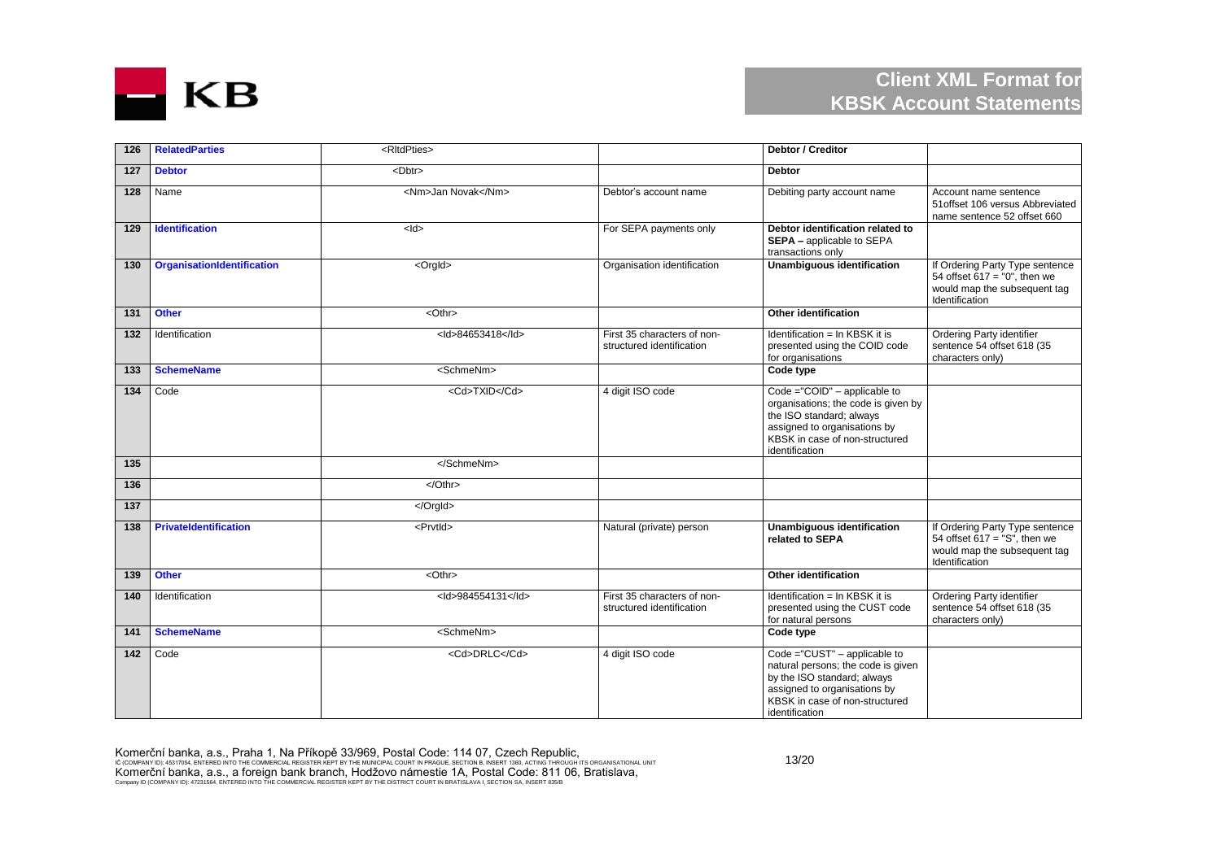| 126 | **RelatedParties** | `<RltdPties>` | | **Debtor / Creditor** | |
|---|---|---|---|---|---|
| 127 | **Debtor** | `<Dbtr>` | | **Debtor** | |
| 128 | Name | `<Nm>Jan Novak</Nm>` | Debtor's account name | Debiting party account name | Account name sentence 51offset 106 versus Abbreviated name sentence 52 offset 660 |
| 129 | **Identification** | `<Id>` | For SEPA payments only | **Debtor identification related to SEPA –** applicable to SEPA transactions only | |
| 130 | **OrganisationIdentification** | `<OrgId>` | Organisation identification | **Unambiguous identification** | If Ordering Party Type sentence 54 offset 617 = "0", then we would map the subsequent tag Identification |
| 131 | **Other** | `<Othr>` | | **Other identification** | |
| 132 | Identification | `<Id>84653418</Id>` | First 35 characters of non-structured identification | Identification = In KBSK it is presented using the COID code for organisations | Ordering Party identifier sentence 54 offset 618 (35 characters only) |
| 133 | **SchemeName** | `<SchmeNm>` | | **Code type** | |
| 134 | Code | `<Cd>TXID</Cd>` | 4 digit ISO code | Code ="COID" – applicable to organisations; the code is given by the ISO standard; always assigned to organisations by KBSK in case of non-structured identification | |
| 135 | | `</SchmeNm>` | | | |
| 136 | | `</Othr>` | | | |
| 137 | | `</OrgId>` | | | |
| 138 | **PrivateIdentification** | `<PrvtId>` | Natural (private) person | **Unambiguous identification related to SEPA** | If Ordering Party Type sentence 54 offset 617 = "S", then we would map the subsequent tag Identification |
| 139 | **Other** | `<Othr>` | | **Other identification** | |
| 140 | Identification | `<Id>984554131</Id>` | First 35 characters of non-structured identification | Identification = In KBSK it is presented using the CUST code for natural persons | Ordering Party identifier sentence 54 offset 618 (35 characters only) |
| 141 | **SchemeName** | `<SchmeNm>` | | **Code type** | |
| 142 | Code | `<Cd>DRLC</Cd>` | 4 digit ISO code | Code ="CUST" – applicable to natural persons; the code is given by the ISO standard; always assigned to organisations by KBSK in case of non-structured identification | |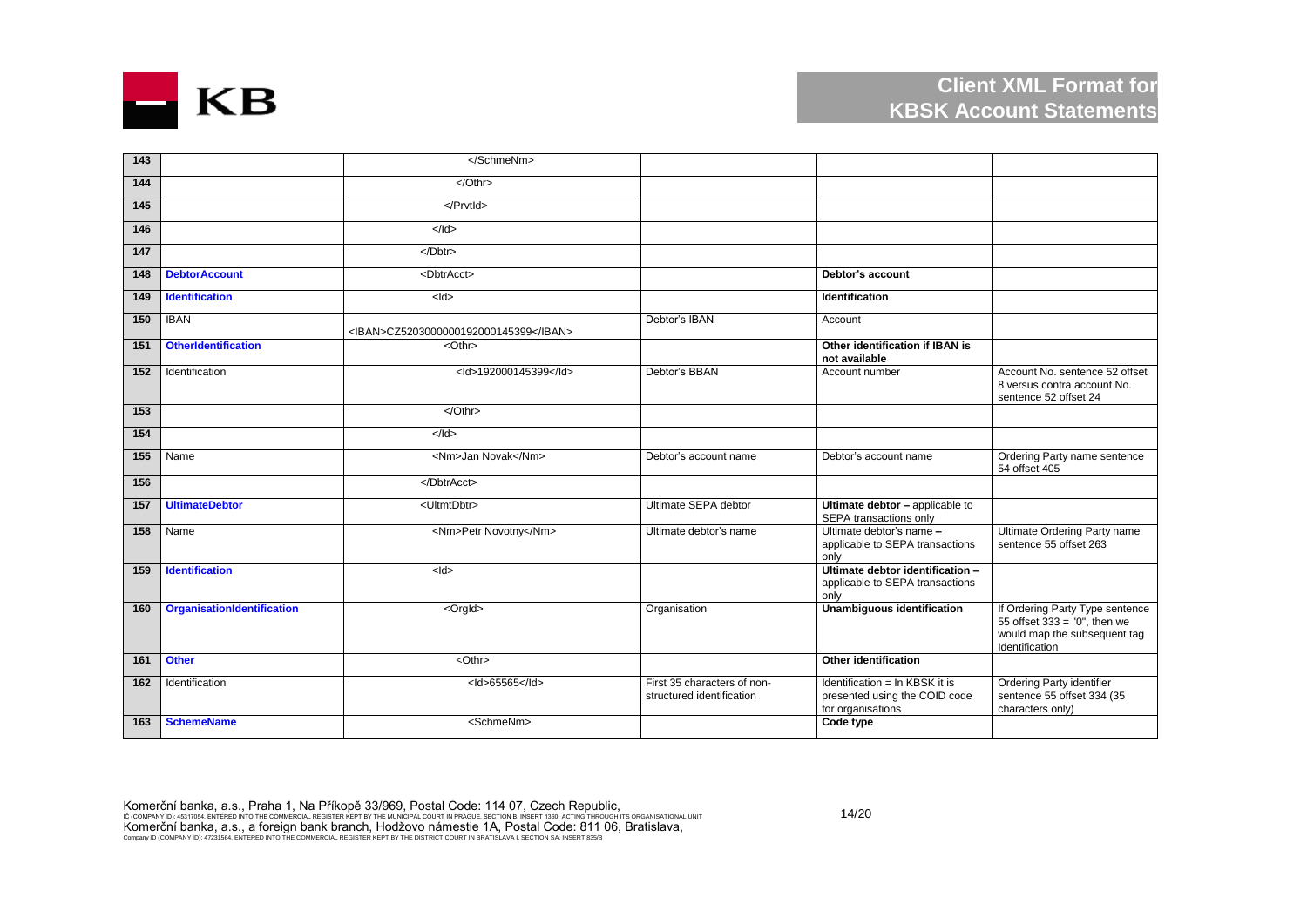| 143 | | </SchmeNm> | | | |
|---|---|---|---|---|---|
| 144 | | </Othr> | | | |
| 145 | | </PrvtId> | | | |
| 146 | | </Id> | | | |
| 147 | | </Dbtr> | | | |
| 148 | **DebtorAccount** | <DbtrAcct> | | **Debtor's account** | |
| 149 | **Identification** | <Id> | | **Identification** | |
| 150 | IBAN | <IBAN>CZ5203000000192000145399</IBAN> | Debtor's IBAN | Account | |
| 151 | **OtherIdentification** | <Othr> | | **Other identification if IBAN is not available** | |
| 152 | Identification | <Id>192000145399</Id> | Debtor's BBAN | Account number | Account No. sentence 52 offset 8 versus contra account No. sentence 52 offset 24 |
| 153 | | </Othr> | | | |
| 154 | | </Id> | | | |
| 155 | Name | <Nm>Jan Novak</Nm> | Debtor's account name | Debtor's account name | Ordering Party name sentence 54 offset 405 |
| 156 | | </DbtrAcct> | | | |
| 157 | **UltimateDebtor** | <UltmtDbtr> | Ultimate SEPA debtor | **Ultimate debtor –** applicable to SEPA transactions only | |
| 158 | Name | <Nm>Petr Novotny</Nm> | Ultimate debtor's name | Ultimate debtor's name – applicable to SEPA transactions only | Ultimate Ordering Party name sentence 55 offset 263 |
| 159 | **Identification** | <Id> | | **Ultimate debtor identification –** applicable to SEPA transactions only | |
| 160 | **OrganisationIdentification** | <OrgId> | Organisation | **Unambiguous identification** | If Ordering Party Type sentence 55 offset 333 = "0", then we would map the subsequent tag Identification |
| 161 | **Other** | <Othr> | | **Other identification** | |
| 162 | Identification | <Id>65565</Id> | First 35 characters of non-structured identification | Identification = In KBSK it is presented using the COID code for organisations | Ordering Party identifier sentence 55 offset 334 (35 characters only) |
| 163 | **SchemeName** | <SchmeNm> | | **Code type** | |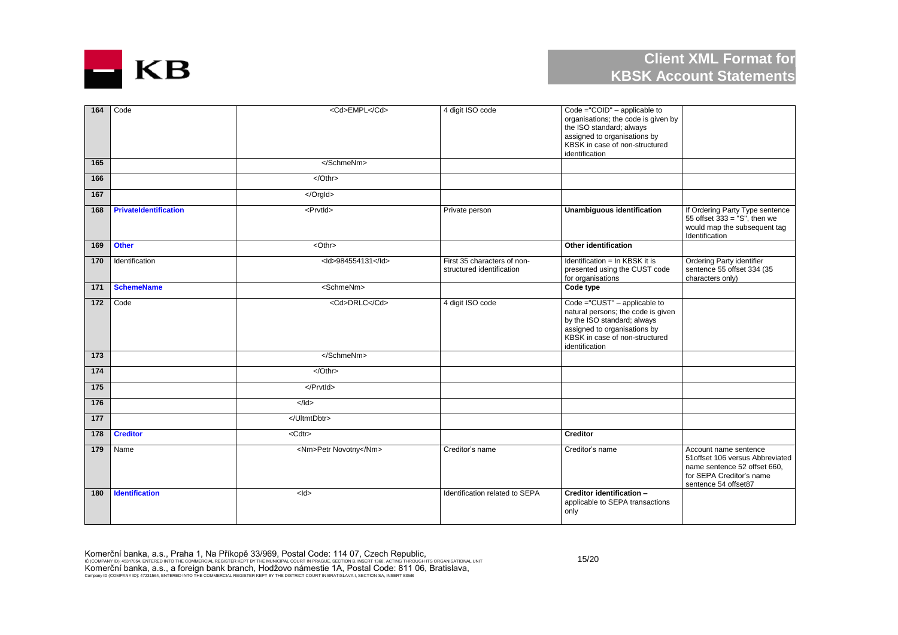| | | | | | |
|---|---|---|---|---|---|
| 164 | Code | <Cd>EMPL</Cd> | 4 digit ISO code | Code ="COID" – applicable to organisations; the code is given by the ISO standard; always assigned to organisations by KBSK in case of non-structured identification | |
| 165 | | </SchmeNm> | | | |
| 166 | | </Othr> | | | |
| 167 | | </OrgId> | | | |
| 168 | **PrivateIdentification** | <PrvtId> | Private person | **Unambiguous identification** | If Ordering Party Type sentence 55 offset 333 = "S", then we would map the subsequent tag Identification |
| 169 | **Other** | <Othr> | | **Other identification** | |
| 170 | Identification | <Id>984554131</Id> | First 35 characters of non-structured identification | Identification = In KBSK it is presented using the CUST code for organisations | Ordering Party identifier sentence 55 offset 334 (35 characters only) |
| 171 | **SchemeName** | <SchmeNm> | | **Code type** | |
| 172 | Code | <Cd>DRLC</Cd> | 4 digit ISO code | Code ="CUST" – applicable to natural persons; the code is given by the ISO standard; always assigned to organisations by KBSK in case of non-structured identification | |
| 173 | | </SchmeNm> | | | |
| 174 | | </Othr> | | | |
| 175 | | </PrvtId> | | | |
| 176 | | </Id> | | | |
| 177 | | </UltmtDbtr> | | | |
| 178 | **Creditor** | <Cdtr> | | **Creditor** | |
| 179 | Name | <Nm>Petr Novotny</Nm> | Creditor's name | Creditor's name | Account name sentence 51offset 106 versus Abbreviated name sentence 52 offset 660, for SEPA Creditor's name sentence 54 offset87 |
| 180 | **Identification** | <Id> | Identification related to SEPA | **Creditor identification –** applicable to SEPA transactions only | |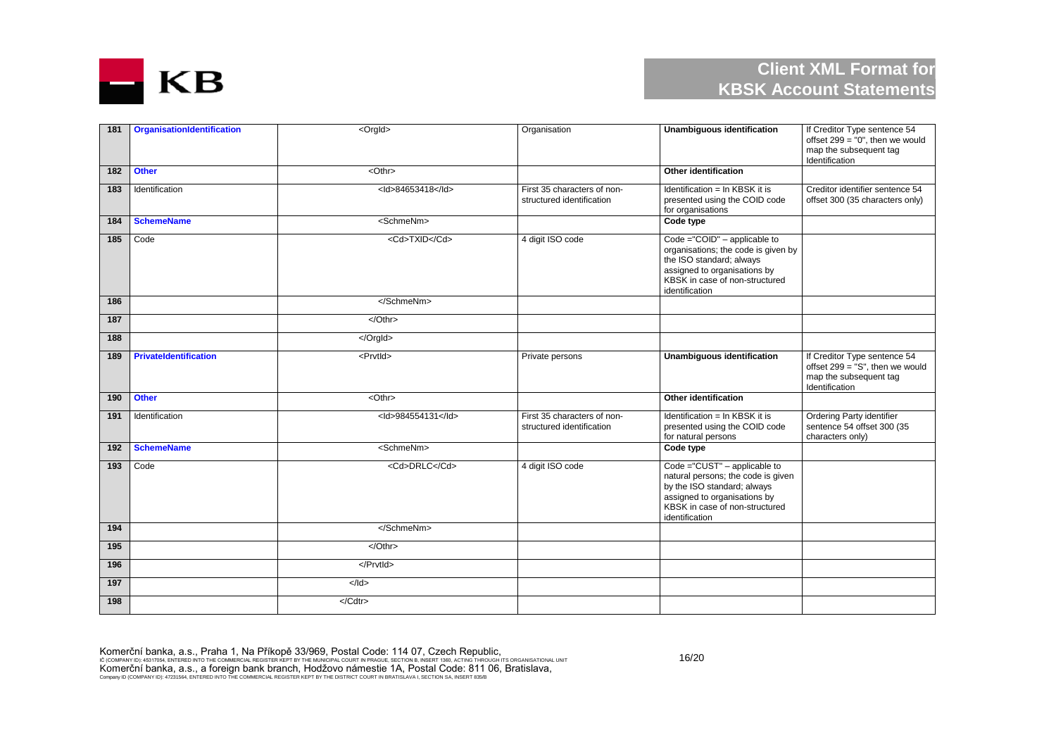| 181 | **OrganisationIdentification** | <OrgId> | Organisation | **Unambiguous identification** | If Creditor Type sentence 54 offset 299 = "0", then we would map the subsequent tag Identification |
|---|---|---|---|---|---|
| 182 | **Other** | <Othr> | | **Other identification** | |
| 183 | Identification | <Id>84653418</Id> | First 35 characters of non-structured identification | Identification = In KBSK it is presented using the COID code for organisations | Creditor identifier sentence 54 offset 300 (35 characters only) |
| 184 | **SchemeName** | <SchmeNm> | | **Code type** | |
| 185 | Code | <Cd>TXID</Cd> | 4 digit ISO code | Code ="COID" – applicable to organisations; the code is given by the ISO standard; always assigned to organisations by KBSK in case of non-structured identification | |
| 186 | | </SchmeNm> | | | |
| 187 | | </Othr> | | | |
| 188 | | </OrgId> | | | |
| 189 | **PrivateIdentification** | <PrvtId> | Private persons | **Unambiguous identification** | If Creditor Type sentence 54 offset 299 = "S", then we would map the subsequent tag Identification |
| 190 | **Other** | <Othr> | | **Other identification** | |
| 191 | Identification | <Id>984554131</Id> | First 35 characters of non-structured identification | Identification = In KBSK it is presented using the COID code for natural persons | Ordering Party identifier sentence 54 offset 300 (35 characters only) |
| 192 | **SchemeName** | <SchmeNm> | | **Code type** | |
| 193 | Code | <Cd>DRLC</Cd> | 4 digit ISO code | Code ="CUST" – applicable to natural persons; the code is given by the ISO standard; always assigned to organisations by KBSK in case of non-structured identification | |
| 194 | | </SchmeNm> | | | |
| 195 | | </Othr> | | | |
| 196 | | </PrvtId> | | | |
| 197 | | </Id> | | | |
| 198 | | </Cdtr> | | | |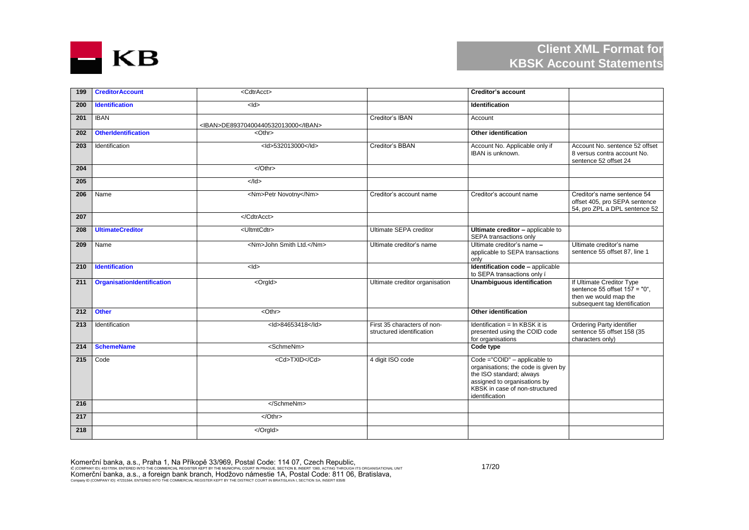| 199 | **CreditorAccount** | <CdtrAcct> | | **Creditor's account** | |
|---|---|---|---|---|---|
| 200 | **Identification** | <Id> | | **Identification** | |
| 201 | IBAN | <IBAN>DE89370400440532013000</IBAN> | Creditor's IBAN | Account | |
| 202 | **OtherIdentification** | <Othr> | | **Other identification** | |
| 203 | Identification | <Id>532013000</Id> | Creditor's BBAN | Account No. Applicable only if IBAN is unknown. | Account No. sentence 52 offset 8 versus contra account No. sentence 52 offset 24 |
| 204 | | </Othr> | | | |
| 205 | | </Id> | | | |
| 206 | Name | <Nm>Petr Novotny</Nm> | Creditor's account name | Creditor's account name | Creditor's name sentence 54 offset 405, pro SEPA sentence 54, pro ZPL a DPL sentence 52 |
| 207 | | </CdtrAcct> | | | |
| 208 | **UltimateCreditor** | <UltmtCdtr> | Ultimate SEPA creditor | **Ultimate creditor –** applicable to SEPA transactions only | |
| 209 | Name | <Nm>John Smith Ltd.</Nm> | Ultimate creditor's name | Ultimate creditor's name **–** applicable to SEPA transactions only | Ultimate creditor's name sentence 55 offset 87, line 1 |
| 210 | **Identification** | <Id> | | **Identification code –** applicable to SEPA transactions only í | |
| 211 | **OrganisationIdentification** | <OrgId> | Ultimate creditor organisation | **Unambiguous identification** | If Ultimate Creditor Type sentence 55 offset 157 = "0", then we would map the subsequent tag Identification |
| 212 | **Other** | <Othr> | | **Other identification** | |
| 213 | Identification | <Id>84653418</Id> | First 35 characters of non-structured identification | Identification = In KBSK it is presented using the COID code for organisations | Ordering Party identifier sentence 55 offset 158 (35 characters only) |
| 214 | **SchemeName** | <SchmeNm> | | **Code type** | |
| 215 | Code | <Cd>TXID</Cd> | 4 digit ISO code | Code ="COID" – applicable to organisations; the code is given by the ISO standard; always assigned to organisations by KBSK in case of non-structured identification | |
| 216 | | </SchmeNm> | | | |
| 217 | | </Othr> | | | |
| 218 | | </OrgId> | | | |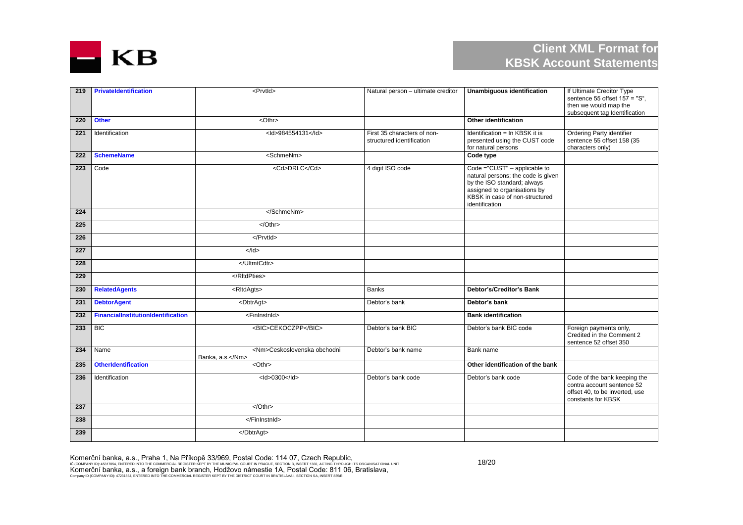| 219 | **PrivateIdentification** | <PrvtId> | Natural person – ultimate creditor | **Unambiguous identification** | If Ultimate Creditor Type sentence 55 offset 157 = "S", then we would map the subsequent tag Identification |
|---|---|---|---|---|---|
| 220 | **Other** | <Othr> | | **Other identification** | |
| 221 | Identification | <Id>984554131</Id> | First 35 characters of non-structured identification | Identification = In KBSK it is presented using the CUST code for natural persons | Ordering Party identifier sentence 55 offset 158 (35 characters only) |
| 222 | **SchemeName** | <SchmeNm> | | **Code type** | |
| 223 | Code | <Cd>DRLC</Cd> | 4 digit ISO code | Code ="CUST" – applicable to natural persons; the code is given by the ISO standard; always assigned to organisations by KBSK in case of non-structured identification | |
| 224 | | </SchmeNm> | | | |
| 225 | | </Othr> | | | |
| 226 | | </PrvtId> | | | |
| 227 | | </Id> | | | |
| 228 | | </UltmtCdtr> | | | |
| 229 | | </RltdPties> | | | |
| 230 | **RelatedAgents** | <RltdAgts> | Banks | **Debtor's/Creditor's Bank** | |
| 231 | **DebtorAgent** | <DbtrAgt> | Debtor's bank | **Debtor's bank** | |
| 232 | **FinancialInstitutionIdentification** | <FinInstnId> | | **Bank identification** | |
| 233 | BIC | <BIC>CEKOCZPP</BIC> | Debtor's bank BIC | Debtor's bank BIC code | Foreign payments only, Credited in the Comment 2 sentence 52 offset 350 |
| 234 | Name | <Nm>Ceskoslovenska obchodni Banka, a.s.</Nm> | Debtor's bank name | Bank name | |
| 235 | **OtherIdentification** | <Othr> | | **Other identification of the bank** | |
| 236 | Identification | <Id>0300</Id> | Debtor's bank code | Debtor's bank code | Code of the bank keeping the contra account sentence 52 offset 40, to be inverted, use constants for KBSK |
| 237 | | </Othr> | | | |
| 238 | | </FinInstnId> | | | |
| 239 | | </DbtrAgt> | | | |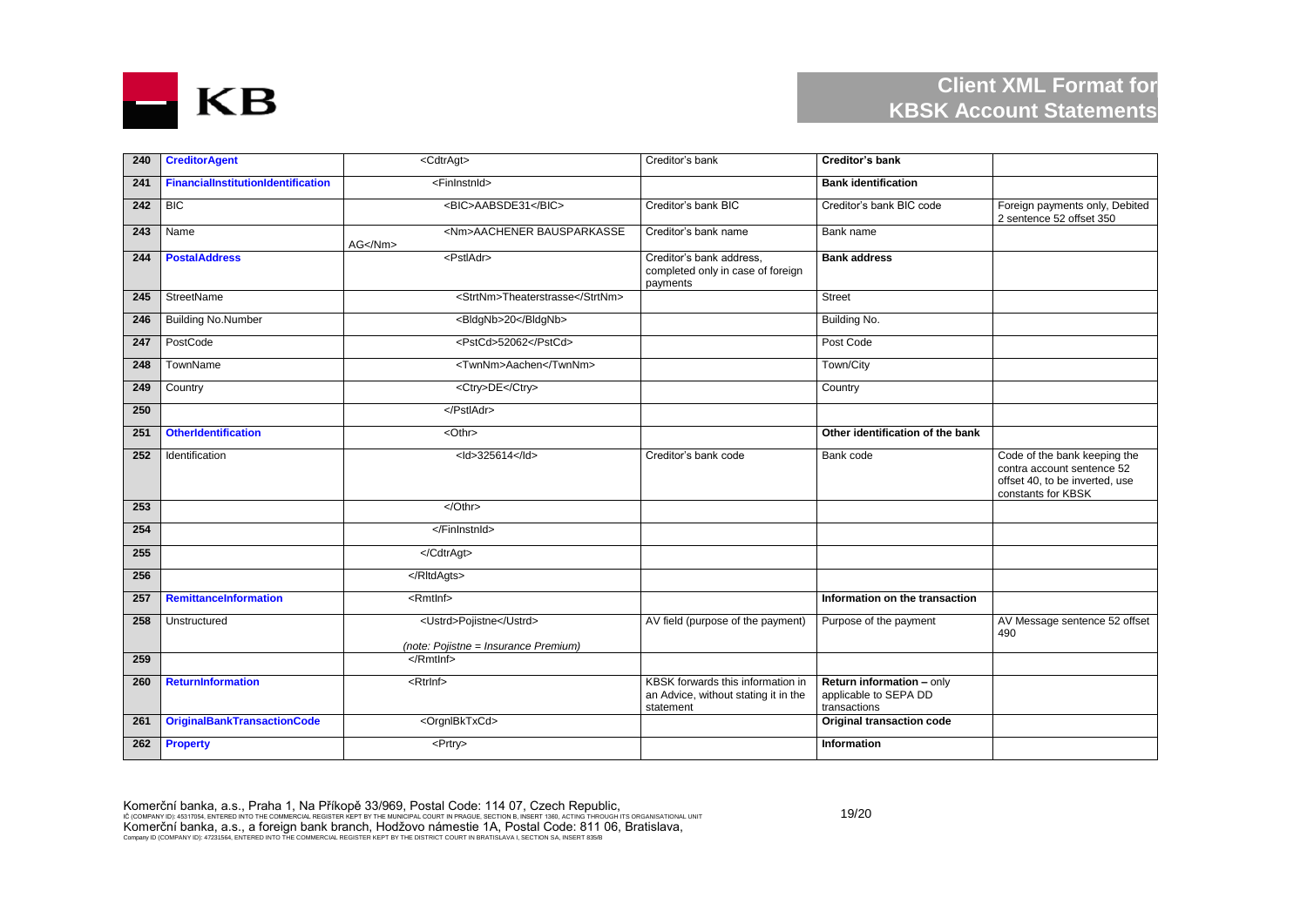| 240 | **CreditorAgent** | <CdtrAgt> | Creditor's bank | **Creditor's bank** | |
|---|---|---|---|---|---|
| 241 | **FinancialInstitutionIdentification** | <FinInstnId> | | **Bank identification** | |
| 242 | BIC | <BIC>AABSDE31</BIC> | Creditor's bank BIC | Creditor's bank BIC code | Foreign payments only, Debited 2 sentence 52 offset 350 |
| 243 | Name | <Nm>AACHENER BAUSPARKASSE AG</Nm> | Creditor's bank name | Bank name | |
| 244 | **PostalAddress** | <PstlAdr> | Creditor's bank address, completed only in case of foreign payments | **Bank address** | |
| 245 | StreetName | <StrtNm>Theaterstrasse</StrtNm> | | Street | |
| 246 | Building No.Number | <BldgNb>20</BldgNb> | | Building No. | |
| 247 | PostCode | <PstCd>52062</PstCd> | | Post Code | |
| 248 | TownName | <TwnNm>Aachen</TwnNm> | | Town/City | |
| 249 | Country | <Ctry>DE</Ctry> | | Country | |
| 250 | | </PstlAdr> | | | |
| 251 | **OtherIdentification** | <Othr> | | **Other identification of the bank** | |
| 252 | Identification | <Id>325614</Id> | Creditor's bank code | Bank code | Code of the bank keeping the contra account sentence 52 offset 40, to be inverted, use constants for KBSK |
| 253 | | </Othr> | | | |
| 254 | | </FinInstnId> | | | |
| 255 | | </CdtrAgt> | | | |
| 256 | | </RltdAgts> | | | |
| 257 | **RemittanceInformation** | <RmtInf> | | **Information on the transaction** | |
| 258 | Unstructured | <Ustrd>Pojistne</Ustrd> *(note: Pojistne = Insurance Premium)* | AV field (purpose of the payment) | Purpose of the payment | AV Message sentence 52 offset 490 |
| 259 | | </RmtInf> | | | |
| 260 | **ReturnInformation** | <RtrInf> | KBSK forwards this information in an Advice, without stating it in the statement | **Return information** – only applicable to SEPA DD transactions | |
| 261 | **OriginalBankTransactionCode** | <OrgnlBkTxCd> | | **Original transaction code** | |
| 262 | **Property** | <Prtry> | | **Information** | |

Komerční banka, a.s., Praha 1, Na Příkopě 33/969, Postal Code: 114 07, Czech Republic,
IČ (COMPANY ID): 45317054, ENTERED INTO THE COMMERCIAL REGISTER KEPT BY THE MUNICIPAL COURT IN PRAGUE, SECTION B, INSERT 1360, ACTING THROUGH ITS ORGANISATIONAL UNIT
Komerční banka, a.s., a foreign bank branch, Hodžovo námestie 1A, Postal Code: 811 06, Bratislava,
Company ID (COMPANY ID): 47231564, ENTERED INTO THE COMMERCIAL REGISTER KEPT BY THE DISTRICT COURT IN BRATISLAVA I, SECTION SA, INSERT 835/B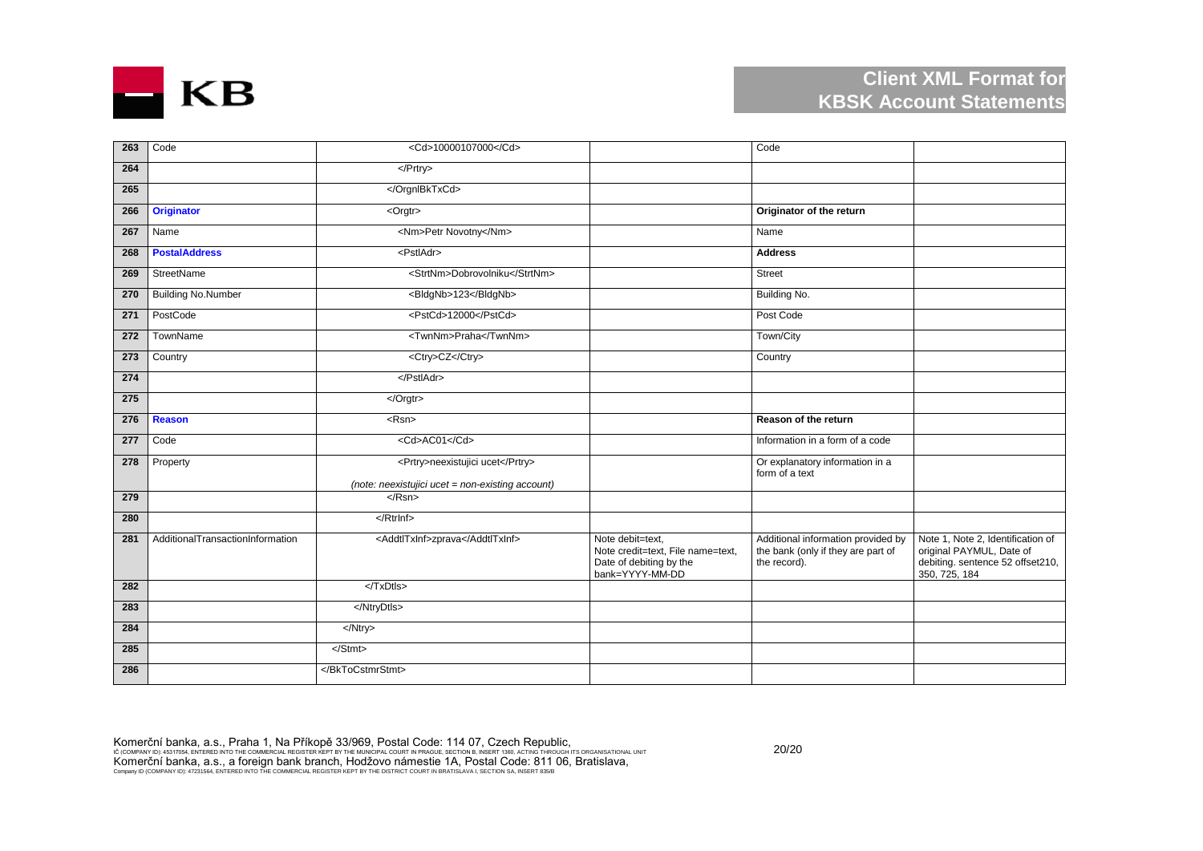| | | | | | |
|---|---|---|---|---|---|
| 263 | Code | <Cd>10000107000</Cd> | | Code | |
| 264 | | </Prtry> | | | |
| 265 | | </OrgnlBkTxCd> | | | |
| 266 | **Originator** | <Orgtr> | | **Originator of the return** | |
| 267 | Name | <Nm>Petr Novotny</Nm> | | Name | |
| 268 | **PostalAddress** | <PstlAdr> | | **Address** | |
| 269 | StreetName | <StrtNm>Dobrovolniku</StrtNm> | | Street | |
| 270 | Building No.Number | <BldgNb>123</BldgNb> | | Building No. | |
| 271 | PostCode | <PstCd>12000</PstCd> | | Post Code | |
| 272 | TownName | <TwnNm>Praha</TwnNm> | | Town/City | |
| 273 | Country | <Ctry>CZ</Ctry> | | Country | |
| 274 | | </PstlAdr> | | | |
| 275 | | </Orgtr> | | | |
| 276 | **Reason** | <Rsn> | | **Reason of the return** | |
| 277 | Code | <Cd>AC01</Cd> | | Information in a form of a code | |
| 278 | Property | <Prtry>neexistujici ucet</Prtry> *(note: neexistujici ucet = non-existing account)* | | Or explanatory information in a form of a text | |
| 279 | | </Rsn> | | | |
| 280 | | </RtrInf> | | | |
| 281 | AdditionalTransactionInformation | <AddtlTxInf>zprava</AddtlTxInf> | Note debit=text, Note credit=text, File name=text, Date of debiting by the bank=YYYY-MM-DD | Additional information provided by the bank (only if they are part of the record). | Note 1, Note 2, Identification of original PAYMUL, Date of debiting. sentence 52 offset210, 350, 725, 184 |
| 282 | | </TxDtls> | | | |
| 283 | | </NtryDtls> | | | |
| 284 | | </Ntry> | | | |
| 285 | | </Stmt> | | | |
| 286 | | </BkToCstmrStmt> | | | |